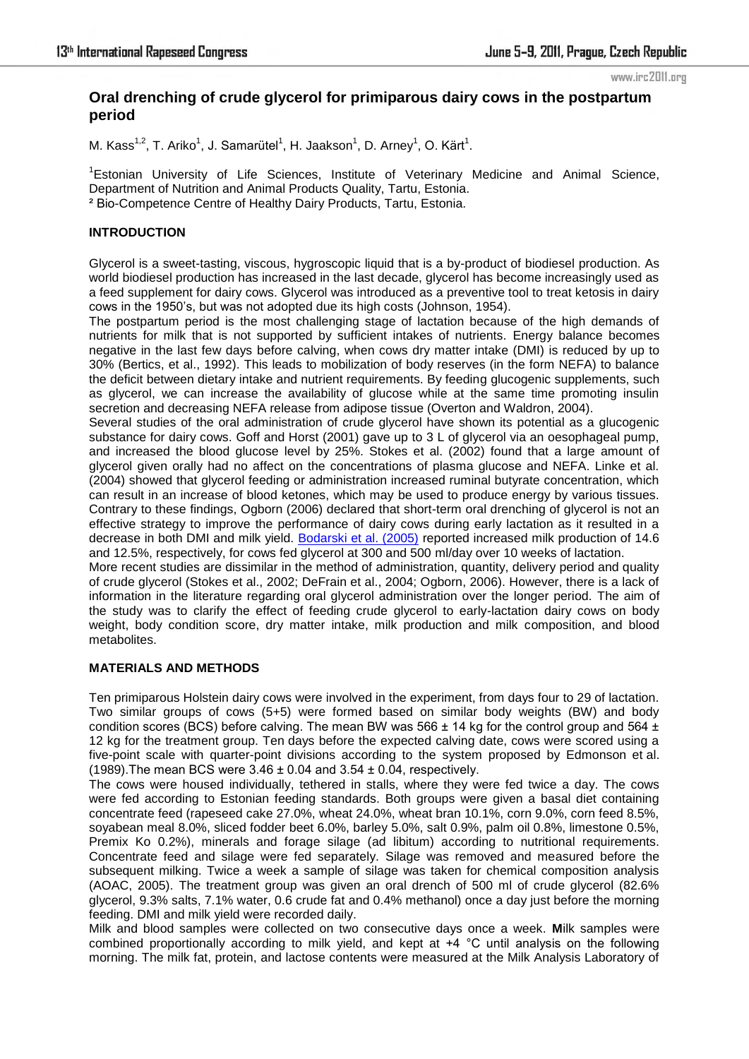# Oral drenching of crude glycerol for primiparous dairy cows in the postpartum period

M. Kass[1,2], T. Ariko[1], J. Samarütel[1], H. Jaakson[1], D. Arney[1], O. Kärt[1].

[1]Estonian University of Life Sciences, Institute of Veterinary Medicine and Animal Science, Department of Nutrition and Animal Products Quality, Tartu, Estonia.
[2] Bio-Competence Centre of Healthy Dairy Products, Tartu, Estonia.

## INTRODUCTION

Glycerol is a sweet-tasting, viscous, hygroscopic liquid that is a by-product of biodiesel production. As world biodiesel production has increased in the last decade, glycerol has become increasingly used as a feed supplement for dairy cows. Glycerol was introduced as a preventive tool to treat ketosis in dairy cows in the 1950's, but was not adopted due its high costs (Johnson, 1954).

The postpartum period is the most challenging stage of lactation because of the high demands of nutrients for milk that is not supported by sufficient intakes of nutrients. Energy balance becomes negative in the last few days before calving, when cows dry matter intake (DMI) is reduced by up to 30% (Bertics, et al., 1992). This leads to mobilization of body reserves (in the form NEFA) to balance the deficit between dietary intake and nutrient requirements. By feeding glucogenic supplements, such as glycerol, we can increase the availability of glucose while at the same time promoting insulin secretion and decreasing NEFA release from adipose tissue (Overton and Waldron, 2004).

Several studies of the oral administration of crude glycerol have shown its potential as a glucogenic substance for dairy cows. Goff and Horst (2001) gave up to 3 L of glycerol via an oesophageal pump, and increased the blood glucose level by 25%. Stokes et al. (2002) found that a large amount of glycerol given orally had no affect on the concentrations of plasma glucose and NEFA. Linke et al. (2004) showed that glycerol feeding or administration increased ruminal butyrate concentration, which can result in an increase of blood ketones, which may be used to produce energy by various tissues. Contrary to these findings, Ogborn (2006) declared that short-term oral drenching of glycerol is not an effective strategy to improve the performance of dairy cows during early lactation as it resulted in a decrease in both DMI and milk yield. Bodarski et al. (2005) reported increased milk production of 14.6 and 12.5%, respectively, for cows fed glycerol at 300 and 500 ml/day over 10 weeks of lactation.

More recent studies are dissimilar in the method of administration, quantity, delivery period and quality of crude glycerol (Stokes et al., 2002; DeFrain et al., 2004; Ogborn, 2006). However, there is a lack of information in the literature regarding oral glycerol administration over the longer period. The aim of the study was to clarify the effect of feeding crude glycerol to early-lactation dairy cows on body weight, body condition score, dry matter intake, milk production and milk composition, and blood metabolites.

## MATERIALS AND METHODS

Ten primiparous Holstein dairy cows were involved in the experiment, from days four to 29 of lactation. Two similar groups of cows (5+5) were formed based on similar body weights (BW) and body condition scores (BCS) before calving. The mean BW was 566 ± 14 kg for the control group and 564 ± 12 kg for the treatment group. Ten days before the expected calving date, cows were scored using a five-point scale with quarter-point divisions according to the system proposed by Edmonson et al. (1989).The mean BCS were 3.46 ± 0.04 and 3.54 ± 0.04, respectively.

The cows were housed individually, tethered in stalls, where they were fed twice a day. The cows were fed according to Estonian feeding standards. Both groups were given a basal diet containing concentrate feed (rapeseed cake 27.0%, wheat 24.0%, wheat bran 10.1%, corn 9.0%, corn feed 8.5%, soyabean meal 8.0%, sliced fodder beet 6.0%, barley 5.0%, salt 0.9%, palm oil 0.8%, limestone 0.5%, Premix Ko 0.2%), minerals and forage silage (ad libitum) according to nutritional requirements. Concentrate feed and silage were fed separately. Silage was removed and measured before the subsequent milking. Twice a week a sample of silage was taken for chemical composition analysis (AOAC, 2005). The treatment group was given an oral drench of 500 ml of crude glycerol (82.6% glycerol, 9.3% salts, 7.1% water, 0.6 crude fat and 0.4% methanol) once a day just before the morning feeding. DMI and milk yield were recorded daily.

Milk and blood samples were collected on two consecutive days once a week. **M**ilk samples were combined proportionally according to milk yield, and kept at +4 °C until analysis on the following morning. The milk fat, protein, and lactose contents were measured at the Milk Analysis Laboratory of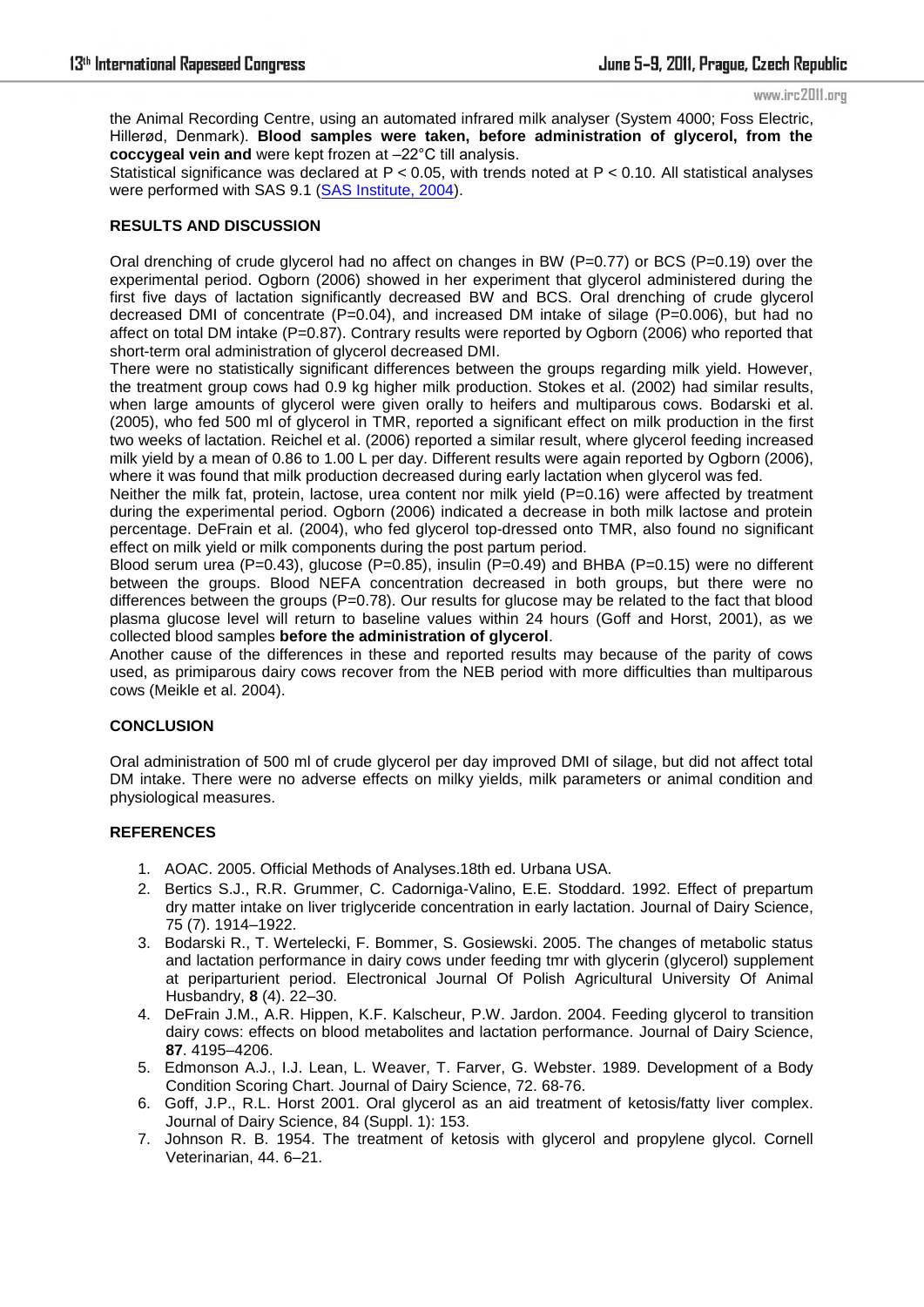the Animal Recording Centre, using an automated infrared milk analyser (System 4000; Foss Electric, Hillerød, Denmark). **Blood samples were taken, before administration of glycerol, from the coccygeal vein and** were kept frozen at –22°C till analysis.

Statistical significance was declared at $P < 0.05$, with trends noted at $P < 0.10$. All statistical analyses were performed with SAS 9.1 (SAS Institute, 2004).

## RESULTS AND DISCUSSION

Oral drenching of crude glycerol had no affect on changes in BW (P=0.77) or BCS (P=0.19) over the experimental period. Ogborn (2006) showed in her experiment that glycerol administered during the first five days of lactation significantly decreased BW and BCS. Oral drenching of crude glycerol decreased DMI of concentrate (P=0.04), and increased DM intake of silage (P=0.006), but had no affect on total DM intake (P=0.87). Contrary results were reported by Ogborn (2006) who reported that short-term oral administration of glycerol decreased DMI.

There were no statistically significant differences between the groups regarding milk yield. However, the treatment group cows had 0.9 kg higher milk production. Stokes et al. (2002) had similar results, when large amounts of glycerol were given orally to heifers and multiparous cows. Bodarski et al. (2005), who fed 500 ml of glycerol in TMR, reported a significant effect on milk production in the first two weeks of lactation. Reichel et al. (2006) reported a similar result, where glycerol feeding increased milk yield by a mean of 0.86 to 1.00 L per day. Different results were again reported by Ogborn (2006), where it was found that milk production decreased during early lactation when glycerol was fed.

Neither the milk fat, protein, lactose, urea content nor milk yield (P=0.16) were affected by treatment during the experimental period. Ogborn (2006) indicated a decrease in both milk lactose and protein percentage. DeFrain et al. (2004), who fed glycerol top-dressed onto TMR, also found no significant effect on milk yield or milk components during the post partum period.

Blood serum urea (P=0.43), glucose (P=0.85), insulin (P=0.49) and BHBA (P=0.15) were no different between the groups. Blood NEFA concentration decreased in both groups, but there were no differences between the groups (P=0.78). Our results for glucose may be related to the fact that blood plasma glucose level will return to baseline values within 24 hours (Goff and Horst, 2001), as we collected blood samples **before the administration of glycerol**.

Another cause of the differences in these and reported results may because of the parity of cows used, as primiparous dairy cows recover from the NEB period with more difficulties than multiparous cows (Meikle et al. 2004).

## CONCLUSION

Oral administration of 500 ml of crude glycerol per day improved DMI of silage, but did not affect total DM intake. There were no adverse effects on milky yields, milk parameters or animal condition and physiological measures.

## REFERENCES

1. AOAC. 2005. Official Methods of Analyses.18th ed. Urbana USA.
2. Bertics S.J., R.R. Grummer, C. Cadorniga-Valino, E.E. Stoddard. 1992. Effect of prepartum dry matter intake on liver triglyceride concentration in early lactation. Journal of Dairy Science, 75 (7). 1914–1922.
3. Bodarski R., T. Wertelecki, F. Bommer, S. Gosiewski. 2005. The changes of metabolic status and lactation performance in dairy cows under feeding tmr with glycerin (glycerol) supplement at periparturient period. Electronical Journal Of Polish Agricultural University Of Animal Husbandry, **8** (4). 22–30.
4. DeFrain J.M., A.R. Hippen, K.F. Kalscheur, P.W. Jardon. 2004. Feeding glycerol to transition dairy cows: effects on blood metabolites and lactation performance. Journal of Dairy Science, **87**. 4195–4206.
5. Edmonson A.J., I.J. Lean, L. Weaver, T. Farver, G. Webster. 1989. Development of a Body Condition Scoring Chart. Journal of Dairy Science, 72. 68-76.
6. Goff, J.P., R.L. Horst 2001. Oral glycerol as an aid treatment of ketosis/fatty liver complex. Journal of Dairy Science, 84 (Suppl. 1): 153.
7. Johnson R. B. 1954. The treatment of ketosis with glycerol and propylene glycol. Cornell Veterinarian, 44. 6–21.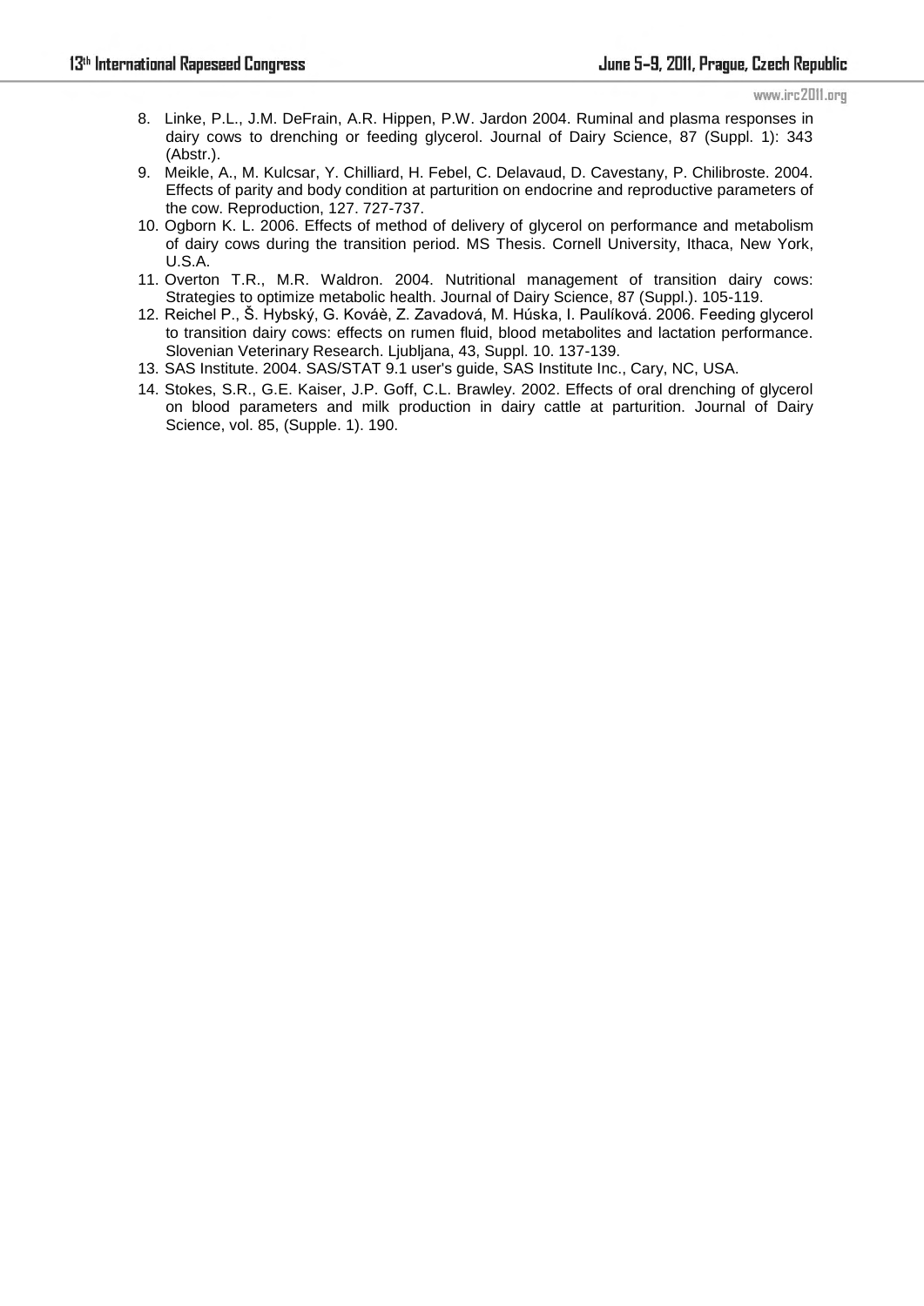8. Linke, P.L., J.M. DeFrain, A.R. Hippen, P.W. Jardon 2004. Ruminal and plasma responses in dairy cows to drenching or feeding glycerol. Journal of Dairy Science, 87 (Suppl. 1): 343 (Abstr.).
9. Meikle, A., M. Kulcsar, Y. Chilliard, H. Febel, C. Delavaud, D. Cavestany, P. Chilibroste. 2004. Effects of parity and body condition at parturition on endocrine and reproductive parameters of the cow. Reproduction, 127. 727-737.
10. Ogborn K. L. 2006. Effects of method of delivery of glycerol on performance and metabolism of dairy cows during the transition period. MS Thesis. Cornell University, Ithaca, New York, U.S.A.
11. Overton T.R., M.R. Waldron. 2004. Nutritional management of transition dairy cows: Strategies to optimize metabolic health. Journal of Dairy Science, 87 (Suppl.). 105-119.
12. Reichel P., Š. Hybský, G. Kováè, Z. Zavadová, M. Húska, I. Paulíková. 2006. Feeding glycerol to transition dairy cows: effects on rumen fluid, blood metabolites and lactation performance. Slovenian Veterinary Research. Ljubljana, 43, Suppl. 10. 137-139.
13. SAS Institute. 2004. SAS/STAT 9.1 user's guide, SAS Institute Inc., Cary, NC, USA.
14. Stokes, S.R., G.E. Kaiser, J.P. Goff, C.L. Brawley. 2002. Effects of oral drenching of glycerol on blood parameters and milk production in dairy cattle at parturition. Journal of Dairy Science, vol. 85, (Supple. 1). 190.